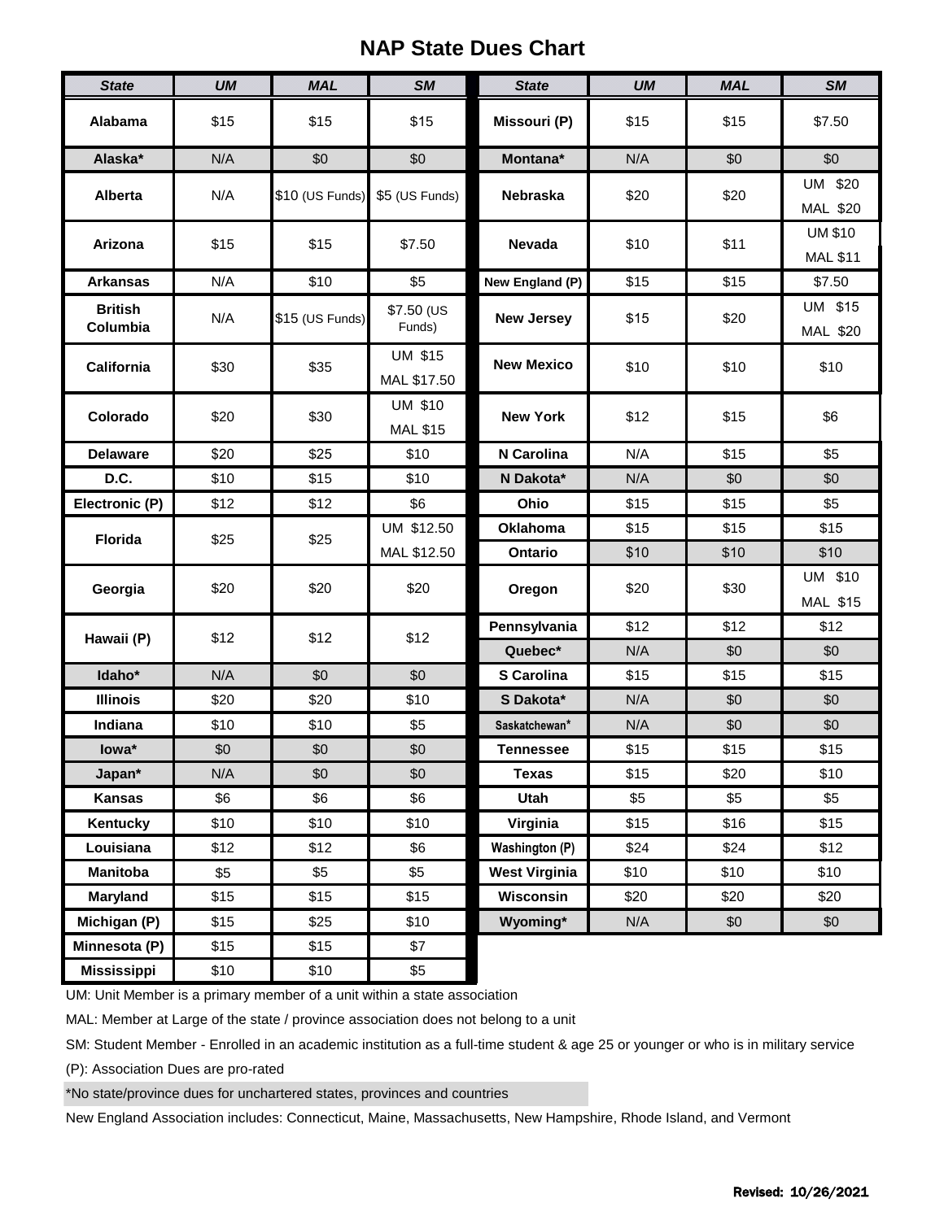# NAP State Dues Chart

| State | UM | MAL | SM | State | UM | MAL | SM |
|---|---|---|---|---|---|---|---|
| Alabama | $15 | $15 | $15 | Missouri (P) | $15 | $15 | $7.50 |
| Alaska* | N/A | $0 | $0 | Montana* | N/A | $0 | $0 |
| Alberta | N/A | $10 (US Funds) | $5 (US Funds) | Nebraska | $20 | $20 | UM $20 MAL $20 |
| Arizona | $15 | $15 | $7.50 | Nevada | $10 | $11 | UM $10 MAL $11 |
| Arkansas | N/A | $10 | $5 | New England (P) | $15 | $15 | $7.50 |
| British Columbia | N/A | $15 (US Funds) | $7.50 (US Funds) | New Jersey | $15 | $20 | UM $15 MAL $20 |
| California | $30 | $35 | UM $15 MAL $17.50 | New Mexico | $10 | $10 | $10 |
| Colorado | $20 | $30 | UM $10 MAL $15 | New York | $12 | $15 | $6 |
| Delaware | $20 | $25 | $10 | N Carolina | N/A | $15 | $5 |
| D.C. | $10 | $15 | $10 | N Dakota* | N/A | $0 | $0 |
| Electronic (P) | $12 | $12 | $6 | Ohio | $15 | $15 | $5 |
| Florida | $25 | $25 | UM $12.50 MAL $12.50 | Oklahoma | $15 | $15 | $15 |
| | | | | Ontario | $10 | $10 | $10 |
| Georgia | $20 | $20 | $20 | Oregon | $20 | $30 | UM $10 MAL $15 |
| Hawaii (P) | $12 | $12 | $12 | Pennsylvania | $12 | $12 | $12 |
| | | | | Quebec* | N/A | $0 | $0 |
| Idaho* | N/A | $0 | $0 | S Carolina | $15 | $15 | $15 |
| Illinois | $20 | $20 | $10 | S Dakota* | N/A | $0 | $0 |
| Indiana | $10 | $10 | $5 | Saskatchewan* | N/A | $0 | $0 |
| Iowa* | $0 | $0 | $0 | Tennessee | $15 | $15 | $15 |
| Japan* | N/A | $0 | $0 | Texas | $15 | $20 | $10 |
| Kansas | $6 | $6 | $6 | Utah | $5 | $5 | $5 |
| Kentucky | $10 | $10 | $10 | Virginia | $15 | $16 | $15 |
| Louisiana | $12 | $12 | $6 | Washington (P) | $24 | $24 | $12 |
| Manitoba | $5 | $5 | $5 | West Virginia | $10 | $10 | $10 |
| Maryland | $15 | $15 | $15 | Wisconsin | $20 | $20 | $20 |
| Michigan (P) | $15 | $25 | $10 | Wyoming* | N/A | $0 | $0 |
| Minnesota (P) | $15 | $15 | $7 | | | | |
| Mississippi | $10 | $10 | $5 | | | | |

UM: Unit Member is a primary member of a unit within a state association

MAL: Member at Large of the state / province association does not belong to a unit

SM: Student Member - Enrolled in an academic institution as a full-time student & age 25 or younger or who is in military service

(P): Association Dues are pro-rated

*No state/province dues for unchartered states, provinces and countries

New England Association includes: Connecticut, Maine, Massachusetts, New Hampshire, Rhode Island, and Vermont

**Revised: 10/26/2021**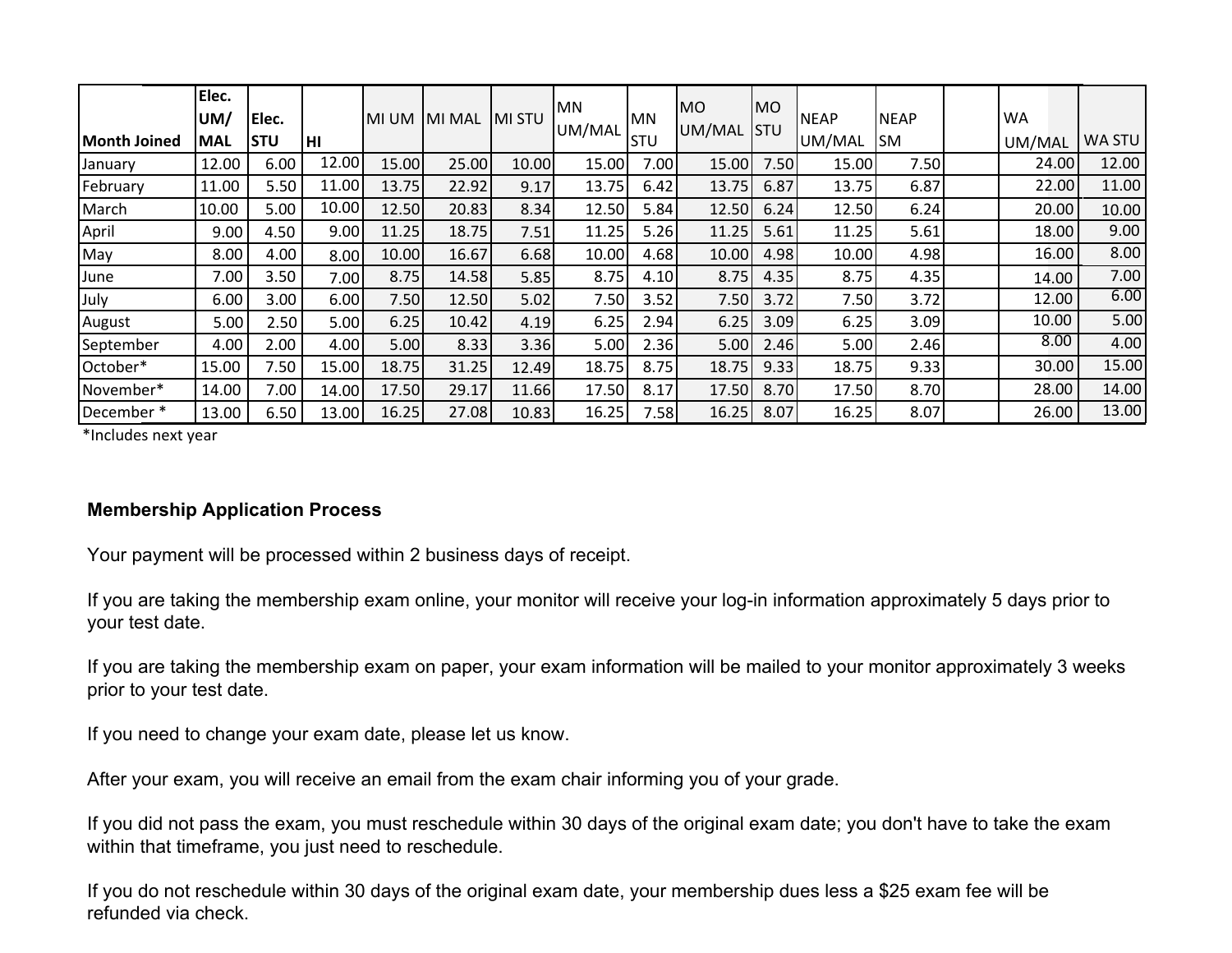| Month Joined | Elec. UM/ MAL | Elec. STU | HI | MI UM | MI MAL | MI STU | MN UM/MAL | MN STU | MO UM/MAL | MO STU | NEAP UM/MAL | NEAP SM | | WA UM/MAL | WA STU |
|---|---|---|---|---|---|---|---|---|---|---|---|---|---|---|---|
| January | 12.00 | 6.00 | 12.00 | 15.00 | 25.00 | 10.00 | 15.00 | 7.00 | 15.00 | 7.50 | 15.00 | 7.50 | | 24.00 | 12.00 |
| February | 11.00 | 5.50 | 11.00 | 13.75 | 22.92 | 9.17 | 13.75 | 6.42 | 13.75 | 6.87 | 13.75 | 6.87 | | 22.00 | 11.00 |
| March | 10.00 | 5.00 | 10.00 | 12.50 | 20.83 | 8.34 | 12.50 | 5.84 | 12.50 | 6.24 | 12.50 | 6.24 | | 20.00 | 10.00 |
| April | 9.00 | 4.50 | 9.00 | 11.25 | 18.75 | 7.51 | 11.25 | 5.26 | 11.25 | 5.61 | 11.25 | 5.61 | | 18.00 | 9.00 |
| May | 8.00 | 4.00 | 8.00 | 10.00 | 16.67 | 6.68 | 10.00 | 4.68 | 10.00 | 4.98 | 10.00 | 4.98 | | 16.00 | 8.00 |
| June | 7.00 | 3.50 | 7.00 | 8.75 | 14.58 | 5.85 | 8.75 | 4.10 | 8.75 | 4.35 | 8.75 | 4.35 | | 14.00 | 7.00 |
| July | 6.00 | 3.00 | 6.00 | 7.50 | 12.50 | 5.02 | 7.50 | 3.52 | 7.50 | 3.72 | 7.50 | 3.72 | | 12.00 | 6.00 |
| August | 5.00 | 2.50 | 5.00 | 6.25 | 10.42 | 4.19 | 6.25 | 2.94 | 6.25 | 3.09 | 6.25 | 3.09 | | 10.00 | 5.00 |
| September | 4.00 | 2.00 | 4.00 | 5.00 | 8.33 | 3.36 | 5.00 | 2.36 | 5.00 | 2.46 | 5.00 | 2.46 | | 8.00 | 4.00 |
| October* | 15.00 | 7.50 | 15.00 | 18.75 | 31.25 | 12.49 | 18.75 | 8.75 | 18.75 | 9.33 | 18.75 | 9.33 | | 30.00 | 15.00 |
| November* | 14.00 | 7.00 | 14.00 | 17.50 | 29.17 | 11.66 | 17.50 | 8.17 | 17.50 | 8.70 | 17.50 | 8.70 | | 28.00 | 14.00 |
| December * | 13.00 | 6.50 | 13.00 | 16.25 | 27.08 | 10.83 | 16.25 | 7.58 | 16.25 | 8.07 | 16.25 | 8.07 | | 26.00 | 13.00 |

*Includes next year

**Membership Application Process**

Your payment will be processed within 2 business days of receipt.

If you are taking the membership exam online, your monitor will receive your log-in information approximately 5 days prior to your test date.

If you are taking the membership exam on paper, your exam information will be mailed to your monitor approximately 3 weeks prior to your test date.

If you need to change your exam date, please let us know.

After your exam, you will receive an email from the exam chair informing you of your grade.

If you did not pass the exam, you must reschedule within 30 days of the original exam date; you don't have to take the exam within that timeframe, you just need to reschedule.

If you do not reschedule within 30 days of the original exam date, your membership dues less a $25 exam fee will be refunded via check.